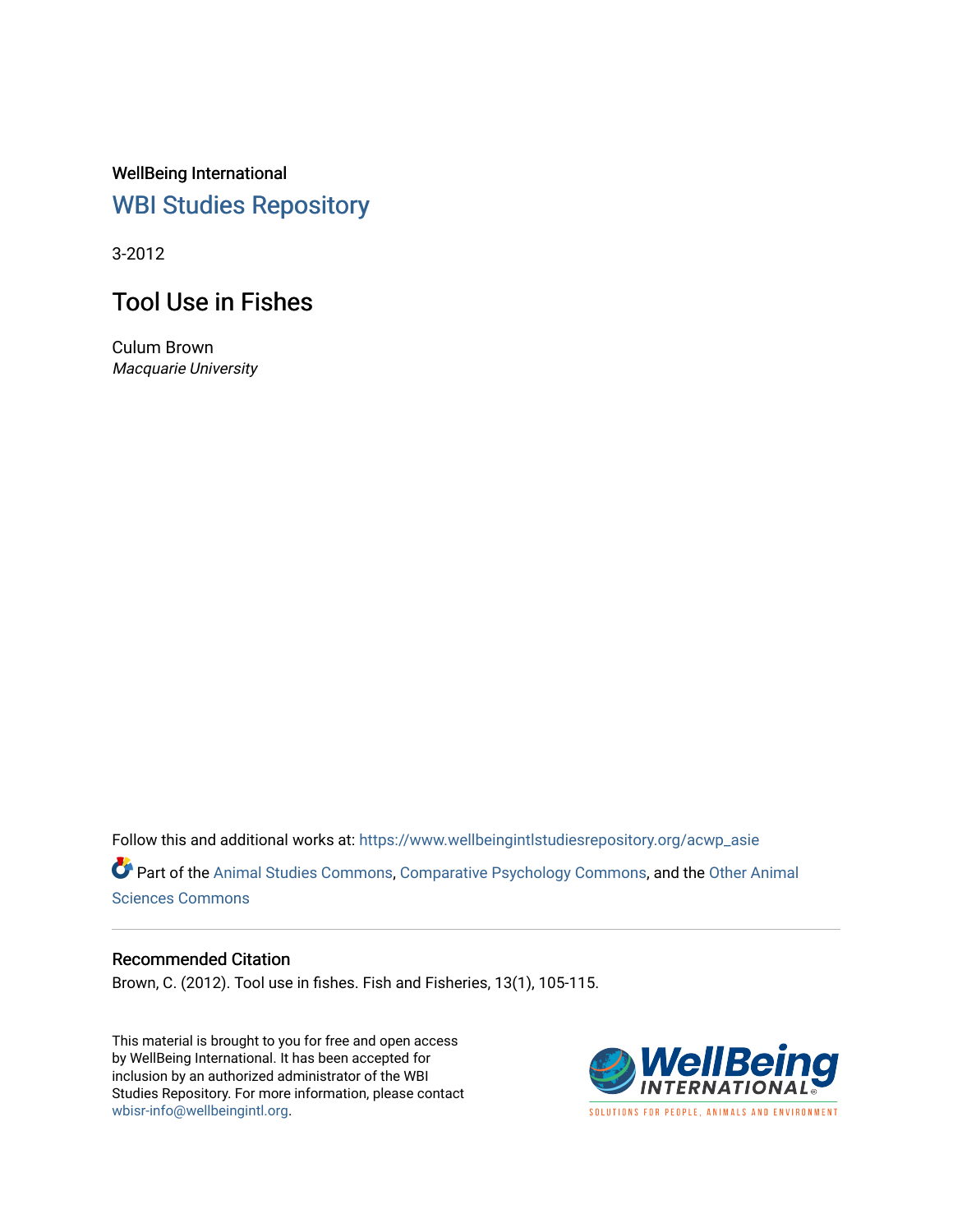WellBeing International

## WBI Studies Repository

3-2012

# Tool Use in Fishes

Culum Brown

*Macquarie University*

Follow this and additional works at: https://www.wellbeingintlstudiesrepository.org/acwp_asie

Part of the Animal Studies Commons, Comparative Psychology Commons, and the Other Animal Sciences Commons

### Recommended Citation

Brown, C. (2012). Tool use in fishes. Fish and Fisheries, 13(1), 105-115.

This material is brought to you for free and open access by WellBeing International. It has been accepted for inclusion by an authorized administrator of the WBI Studies Repository. For more information, please contact wbisr-info@wellbeingintl.org.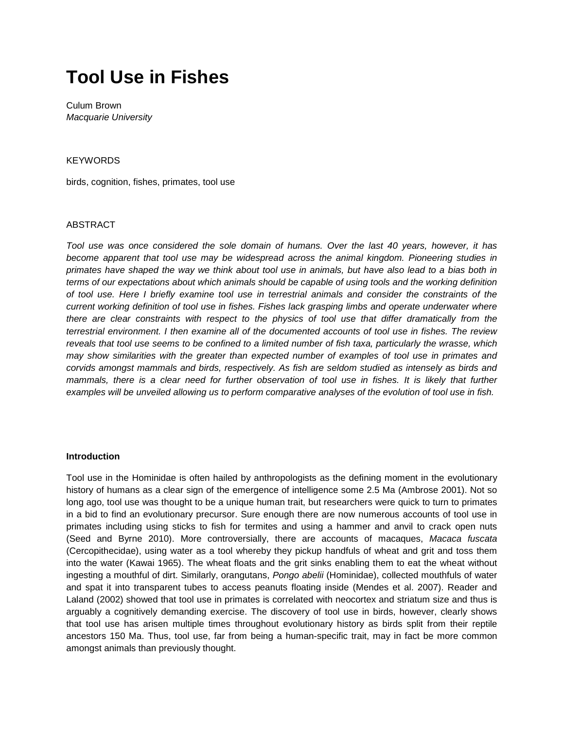# Tool Use in Fishes

Culum Brown
*Macquarie University*

KEYWORDS

birds, cognition, fishes, primates, tool use

ABSTRACT

*Tool use was once considered the sole domain of humans. Over the last 40 years, however, it has become apparent that tool use may be widespread across the animal kingdom. Pioneering studies in primates have shaped the way we think about tool use in animals, but have also lead to a bias both in terms of our expectations about which animals should be capable of using tools and the working definition of tool use. Here I briefly examine tool use in terrestrial animals and consider the constraints of the current working definition of tool use in fishes. Fishes lack grasping limbs and operate underwater where there are clear constraints with respect to the physics of tool use that differ dramatically from the terrestrial environment. I then examine all of the documented accounts of tool use in fishes. The review reveals that tool use seems to be confined to a limited number of fish taxa, particularly the wrasse, which may show similarities with the greater than expected number of examples of tool use in primates and corvids amongst mammals and birds, respectively. As fish are seldom studied as intensely as birds and mammals, there is a clear need for further observation of tool use in fishes. It is likely that further examples will be unveiled allowing us to perform comparative analyses of the evolution of tool use in fish.*

**Introduction**

Tool use in the Hominidae is often hailed by anthropologists as the defining moment in the evolutionary history of humans as a clear sign of the emergence of intelligence some 2.5 Ma (Ambrose 2001). Not so long ago, tool use was thought to be a unique human trait, but researchers were quick to turn to primates in a bid to find an evolutionary precursor. Sure enough there are now numerous accounts of tool use in primates including using sticks to fish for termites and using a hammer and anvil to crack open nuts (Seed and Byrne 2010). More controversially, there are accounts of macaques, *Macaca fuscata* (Cercopithecidae), using water as a tool whereby they pickup handfuls of wheat and grit and toss them into the water (Kawai 1965). The wheat floats and the grit sinks enabling them to eat the wheat without ingesting a mouthful of dirt. Similarly, orangutans, *Pongo abelii* (Hominidae), collected mouthfuls of water and spat it into transparent tubes to access peanuts floating inside (Mendes et al. 2007). Reader and Laland (2002) showed that tool use in primates is correlated with neocortex and striatum size and thus is arguably a cognitively demanding exercise. The discovery of tool use in birds, however, clearly shows that tool use has arisen multiple times throughout evolutionary history as birds split from their reptile ancestors 150 Ma. Thus, tool use, far from being a human-specific trait, may in fact be more common amongst animals than previously thought.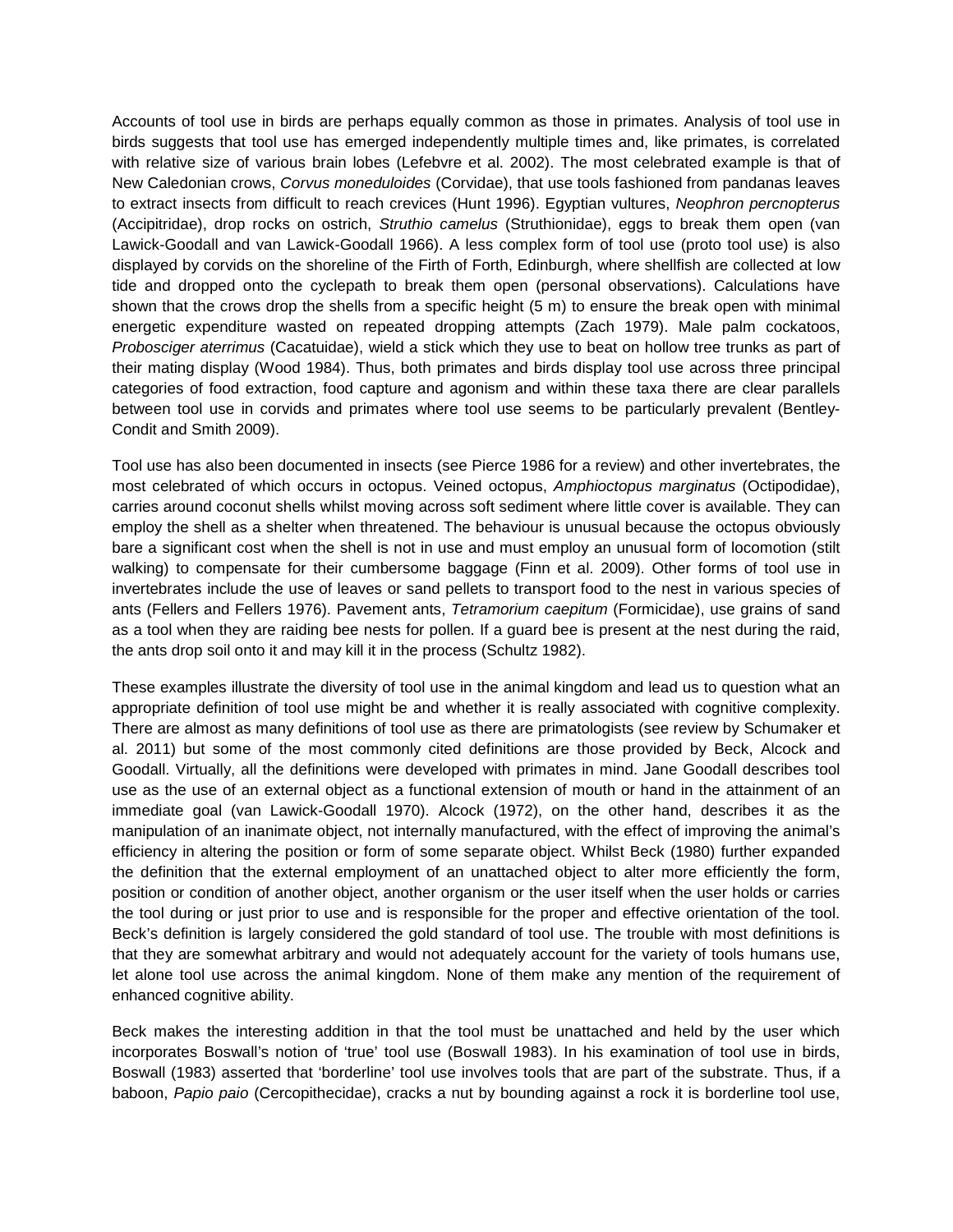Accounts of tool use in birds are perhaps equally common as those in primates. Analysis of tool use in birds suggests that tool use has emerged independently multiple times and, like primates, is correlated with relative size of various brain lobes (Lefebvre et al. 2002). The most celebrated example is that of New Caledonian crows, *Corvus moneduloides* (Corvidae), that use tools fashioned from pandanas leaves to extract insects from difficult to reach crevices (Hunt 1996). Egyptian vultures, *Neophron percnopterus* (Accipitridae), drop rocks on ostrich, *Struthio camelus* (Struthionidae), eggs to break them open (van Lawick-Goodall and van Lawick-Goodall 1966). A less complex form of tool use (proto tool use) is also displayed by corvids on the shoreline of the Firth of Forth, Edinburgh, where shellfish are collected at low tide and dropped onto the cyclepath to break them open (personal observations). Calculations have shown that the crows drop the shells from a specific height (5 m) to ensure the break open with minimal energetic expenditure wasted on repeated dropping attempts (Zach 1979). Male palm cockatoos, *Probosciger aterrimus* (Cacatuidae), wield a stick which they use to beat on hollow tree trunks as part of their mating display (Wood 1984). Thus, both primates and birds display tool use across three principal categories of food extraction, food capture and agonism and within these taxa there are clear parallels between tool use in corvids and primates where tool use seems to be particularly prevalent (Bentley-Condit and Smith 2009).

Tool use has also been documented in insects (see Pierce 1986 for a review) and other invertebrates, the most celebrated of which occurs in octopus. Veined octopus, *Amphioctopus marginatus* (Octipodidae), carries around coconut shells whilst moving across soft sediment where little cover is available. They can employ the shell as a shelter when threatened. The behaviour is unusual because the octopus obviously bare a significant cost when the shell is not in use and must employ an unusual form of locomotion (stilt walking) to compensate for their cumbersome baggage (Finn et al. 2009). Other forms of tool use in invertebrates include the use of leaves or sand pellets to transport food to the nest in various species of ants (Fellers and Fellers 1976). Pavement ants, *Tetramorium caepitum* (Formicidae), use grains of sand as a tool when they are raiding bee nests for pollen. If a guard bee is present at the nest during the raid, the ants drop soil onto it and may kill it in the process (Schultz 1982).

These examples illustrate the diversity of tool use in the animal kingdom and lead us to question what an appropriate definition of tool use might be and whether it is really associated with cognitive complexity. There are almost as many definitions of tool use as there are primatologists (see review by Schumaker et al. 2011) but some of the most commonly cited definitions are those provided by Beck, Alcock and Goodall. Virtually, all the definitions were developed with primates in mind. Jane Goodall describes tool use as the use of an external object as a functional extension of mouth or hand in the attainment of an immediate goal (van Lawick-Goodall 1970). Alcock (1972), on the other hand, describes it as the manipulation of an inanimate object, not internally manufactured, with the effect of improving the animal's efficiency in altering the position or form of some separate object. Whilst Beck (1980) further expanded the definition that the external employment of an unattached object to alter more efficiently the form, position or condition of another object, another organism or the user itself when the user holds or carries the tool during or just prior to use and is responsible for the proper and effective orientation of the tool. Beck's definition is largely considered the gold standard of tool use. The trouble with most definitions is that they are somewhat arbitrary and would not adequately account for the variety of tools humans use, let alone tool use across the animal kingdom. None of them make any mention of the requirement of enhanced cognitive ability.

Beck makes the interesting addition in that the tool must be unattached and held by the user which incorporates Boswall's notion of 'true' tool use (Boswall 1983). In his examination of tool use in birds, Boswall (1983) asserted that 'borderline' tool use involves tools that are part of the substrate. Thus, if a baboon, *Papio paio* (Cercopithecidae), cracks a nut by bounding against a rock it is borderline tool use,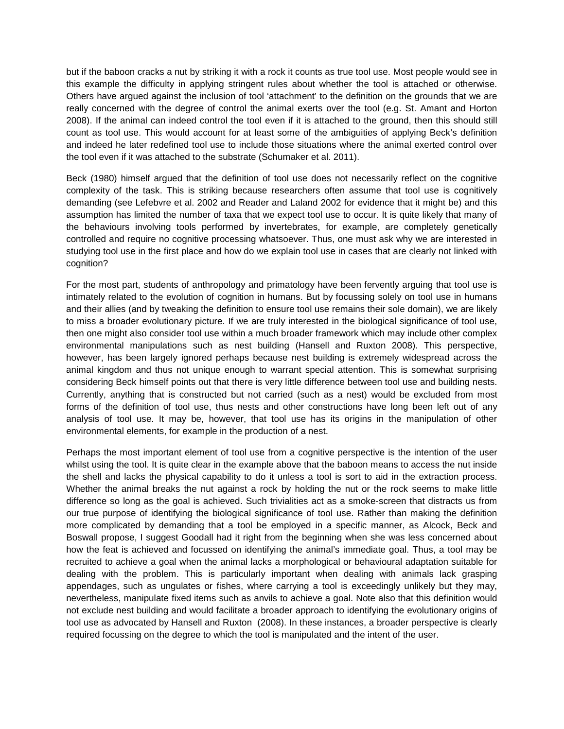but if the baboon cracks a nut by striking it with a rock it counts as true tool use. Most people would see in this example the difficulty in applying stringent rules about whether the tool is attached or otherwise. Others have argued against the inclusion of tool 'attachment' to the definition on the grounds that we are really concerned with the degree of control the animal exerts over the tool (e.g. St. Amant and Horton 2008). If the animal can indeed control the tool even if it is attached to the ground, then this should still count as tool use. This would account for at least some of the ambiguities of applying Beck's definition and indeed he later redefined tool use to include those situations where the animal exerted control over the tool even if it was attached to the substrate (Schumaker et al. 2011).

Beck (1980) himself argued that the definition of tool use does not necessarily reflect on the cognitive complexity of the task. This is striking because researchers often assume that tool use is cognitively demanding (see Lefebvre et al. 2002 and Reader and Laland 2002 for evidence that it might be) and this assumption has limited the number of taxa that we expect tool use to occur. It is quite likely that many of the behaviours involving tools performed by invertebrates, for example, are completely genetically controlled and require no cognitive processing whatsoever. Thus, one must ask why we are interested in studying tool use in the first place and how do we explain tool use in cases that are clearly not linked with cognition?

For the most part, students of anthropology and primatology have been fervently arguing that tool use is intimately related to the evolution of cognition in humans. But by focussing solely on tool use in humans and their allies (and by tweaking the definition to ensure tool use remains their sole domain), we are likely to miss a broader evolutionary picture. If we are truly interested in the biological significance of tool use, then one might also consider tool use within a much broader framework which may include other complex environmental manipulations such as nest building (Hansell and Ruxton 2008). This perspective, however, has been largely ignored perhaps because nest building is extremely widespread across the animal kingdom and thus not unique enough to warrant special attention. This is somewhat surprising considering Beck himself points out that there is very little difference between tool use and building nests. Currently, anything that is constructed but not carried (such as a nest) would be excluded from most forms of the definition of tool use, thus nests and other constructions have long been left out of any analysis of tool use. It may be, however, that tool use has its origins in the manipulation of other environmental elements, for example in the production of a nest.

Perhaps the most important element of tool use from a cognitive perspective is the intention of the user whilst using the tool. It is quite clear in the example above that the baboon means to access the nut inside the shell and lacks the physical capability to do it unless a tool is sort to aid in the extraction process. Whether the animal breaks the nut against a rock by holding the nut or the rock seems to make little difference so long as the goal is achieved. Such trivialities act as a smoke-screen that distracts us from our true purpose of identifying the biological significance of tool use. Rather than making the definition more complicated by demanding that a tool be employed in a specific manner, as Alcock, Beck and Boswall propose, I suggest Goodall had it right from the beginning when she was less concerned about how the feat is achieved and focussed on identifying the animal's immediate goal. Thus, a tool may be recruited to achieve a goal when the animal lacks a morphological or behavioural adaptation suitable for dealing with the problem. This is particularly important when dealing with animals lack grasping appendages, such as ungulates or fishes, where carrying a tool is exceedingly unlikely but they may, nevertheless, manipulate fixed items such as anvils to achieve a goal. Note also that this definition would not exclude nest building and would facilitate a broader approach to identifying the evolutionary origins of tool use as advocated by Hansell and Ruxton (2008). In these instances, a broader perspective is clearly required focussing on the degree to which the tool is manipulated and the intent of the user.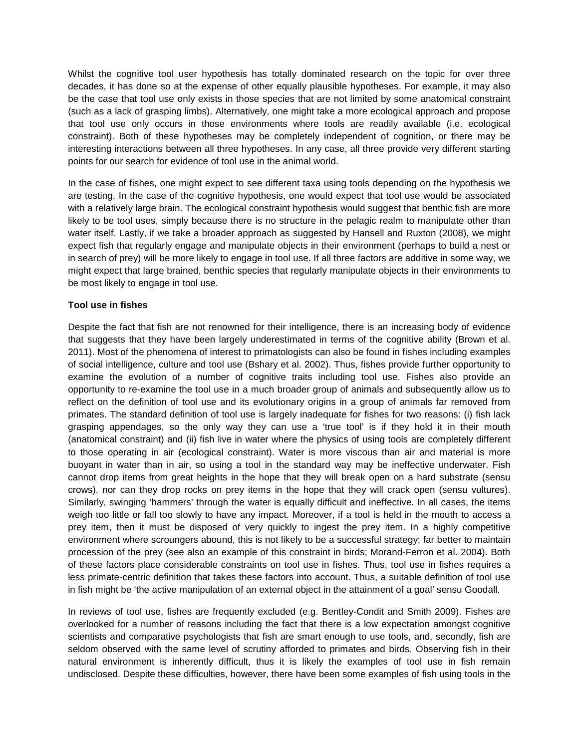Whilst the cognitive tool user hypothesis has totally dominated research on the topic for over three decades, it has done so at the expense of other equally plausible hypotheses. For example, it may also be the case that tool use only exists in those species that are not limited by some anatomical constraint (such as a lack of grasping limbs). Alternatively, one might take a more ecological approach and propose that tool use only occurs in those environments where tools are readily available (i.e. ecological constraint). Both of these hypotheses may be completely independent of cognition, or there may be interesting interactions between all three hypotheses. In any case, all three provide very different starting points for our search for evidence of tool use in the animal world.

In the case of fishes, one might expect to see different taxa using tools depending on the hypothesis we are testing. In the case of the cognitive hypothesis, one would expect that tool use would be associated with a relatively large brain. The ecological constraint hypothesis would suggest that benthic fish are more likely to be tool uses, simply because there is no structure in the pelagic realm to manipulate other than water itself. Lastly, if we take a broader approach as suggested by Hansell and Ruxton (2008), we might expect fish that regularly engage and manipulate objects in their environment (perhaps to build a nest or in search of prey) will be more likely to engage in tool use. If all three factors are additive in some way, we might expect that large brained, benthic species that regularly manipulate objects in their environments to be most likely to engage in tool use.

**Tool use in fishes**

Despite the fact that fish are not renowned for their intelligence, there is an increasing body of evidence that suggests that they have been largely underestimated in terms of the cognitive ability (Brown et al. 2011). Most of the phenomena of interest to primatologists can also be found in fishes including examples of social intelligence, culture and tool use (Bshary et al. 2002). Thus, fishes provide further opportunity to examine the evolution of a number of cognitive traits including tool use. Fishes also provide an opportunity to re-examine the tool use in a much broader group of animals and subsequently allow us to reflect on the definition of tool use and its evolutionary origins in a group of animals far removed from primates. The standard definition of tool use is largely inadequate for fishes for two reasons: (i) fish lack grasping appendages, so the only way they can use a 'true tool' is if they hold it in their mouth (anatomical constraint) and (ii) fish live in water where the physics of using tools are completely different to those operating in air (ecological constraint). Water is more viscous than air and material is more buoyant in water than in air, so using a tool in the standard way may be ineffective underwater. Fish cannot drop items from great heights in the hope that they will break open on a hard substrate (sensu crows), nor can they drop rocks on prey items in the hope that they will crack open (sensu vultures). Similarly, swinging 'hammers' through the water is equally difficult and ineffective. In all cases, the items weigh too little or fall too slowly to have any impact. Moreover, if a tool is held in the mouth to access a prey item, then it must be disposed of very quickly to ingest the prey item. In a highly competitive environment where scroungers abound, this is not likely to be a successful strategy; far better to maintain procession of the prey (see also an example of this constraint in birds; Morand-Ferron et al. 2004). Both of these factors place considerable constraints on tool use in fishes. Thus, tool use in fishes requires a less primate-centric definition that takes these factors into account. Thus, a suitable definition of tool use in fish might be 'the active manipulation of an external object in the attainment of a goal' sensu Goodall.

In reviews of tool use, fishes are frequently excluded (e.g. Bentley-Condit and Smith 2009). Fishes are overlooked for a number of reasons including the fact that there is a low expectation amongst cognitive scientists and comparative psychologists that fish are smart enough to use tools, and, secondly, fish are seldom observed with the same level of scrutiny afforded to primates and birds. Observing fish in their natural environment is inherently difficult, thus it is likely the examples of tool use in fish remain undisclosed. Despite these difficulties, however, there have been some examples of fish using tools in the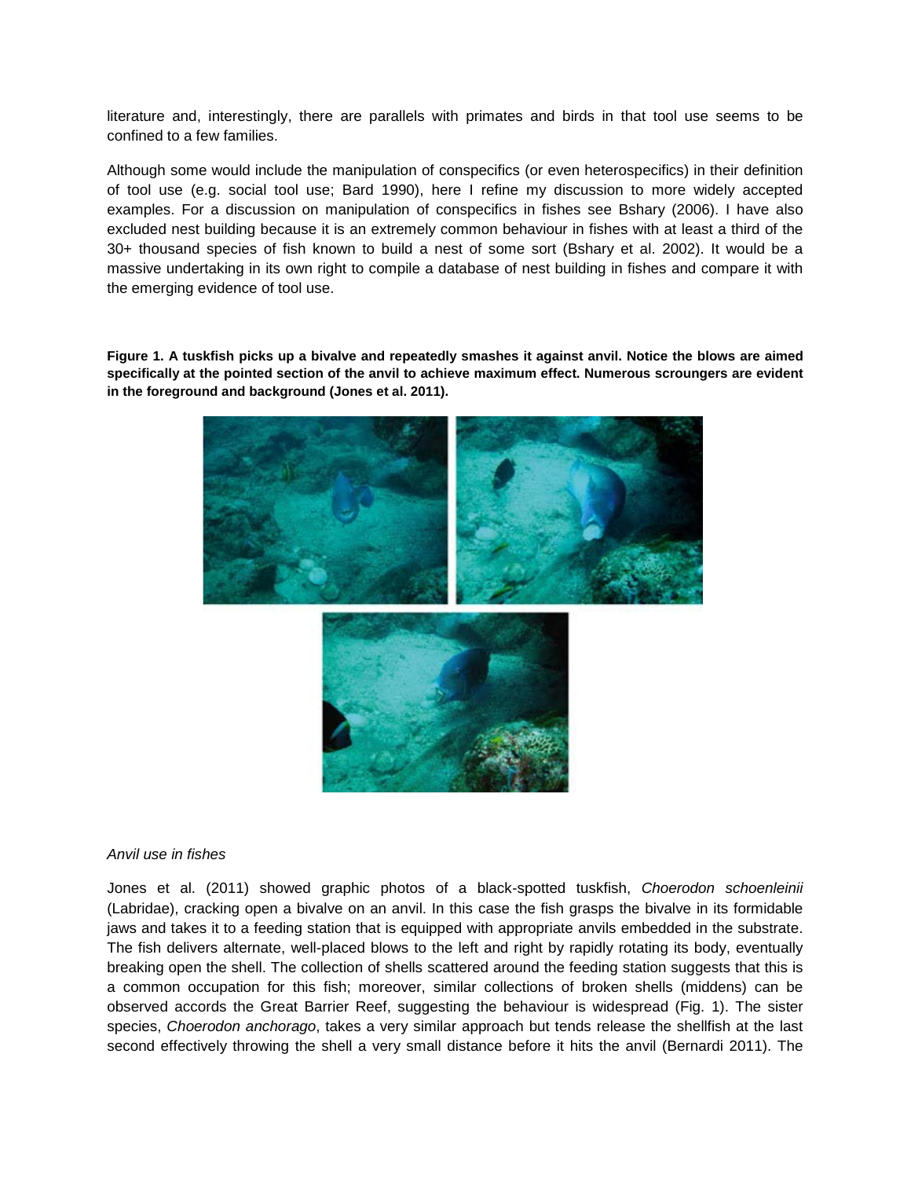literature and, interestingly, there are parallels with primates and birds in that tool use seems to be confined to a few families.

Although some would include the manipulation of conspecifics (or even heterospecifics) in their definition of tool use (e.g. social tool use; Bard 1990), here I refine my discussion to more widely accepted examples. For a discussion on manipulation of conspecifics in fishes see Bshary (2006). I have also excluded nest building because it is an extremely common behaviour in fishes with at least a third of the 30+ thousand species of fish known to build a nest of some sort (Bshary et al. 2002). It would be a massive undertaking in its own right to compile a database of nest building in fishes and compare it with the emerging evidence of tool use.

**Figure 1. A tuskfish picks up a bivalve and repeatedly smashes it against anvil. Notice the blows are aimed specifically at the pointed section of the anvil to achieve maximum effect. Numerous scroungers are evident in the foreground and background (Jones et al. 2011).**

*Anvil use in fishes*

Jones et al. (2011) showed graphic photos of a black-spotted tuskfish, *Choerodon schoenleinii* (Labridae), cracking open a bivalve on an anvil. In this case the fish grasps the bivalve in its formidable jaws and takes it to a feeding station that is equipped with appropriate anvils embedded in the substrate. The fish delivers alternate, well-placed blows to the left and right by rapidly rotating its body, eventually breaking open the shell. The collection of shells scattered around the feeding station suggests that this is a common occupation for this fish; moreover, similar collections of broken shells (middens) can be observed accords the Great Barrier Reef, suggesting the behaviour is widespread (Fig. 1). The sister species, *Choerodon anchorago*, takes a very similar approach but tends release the shellfish at the last second effectively throwing the shell a very small distance before it hits the anvil (Bernardi 2011). The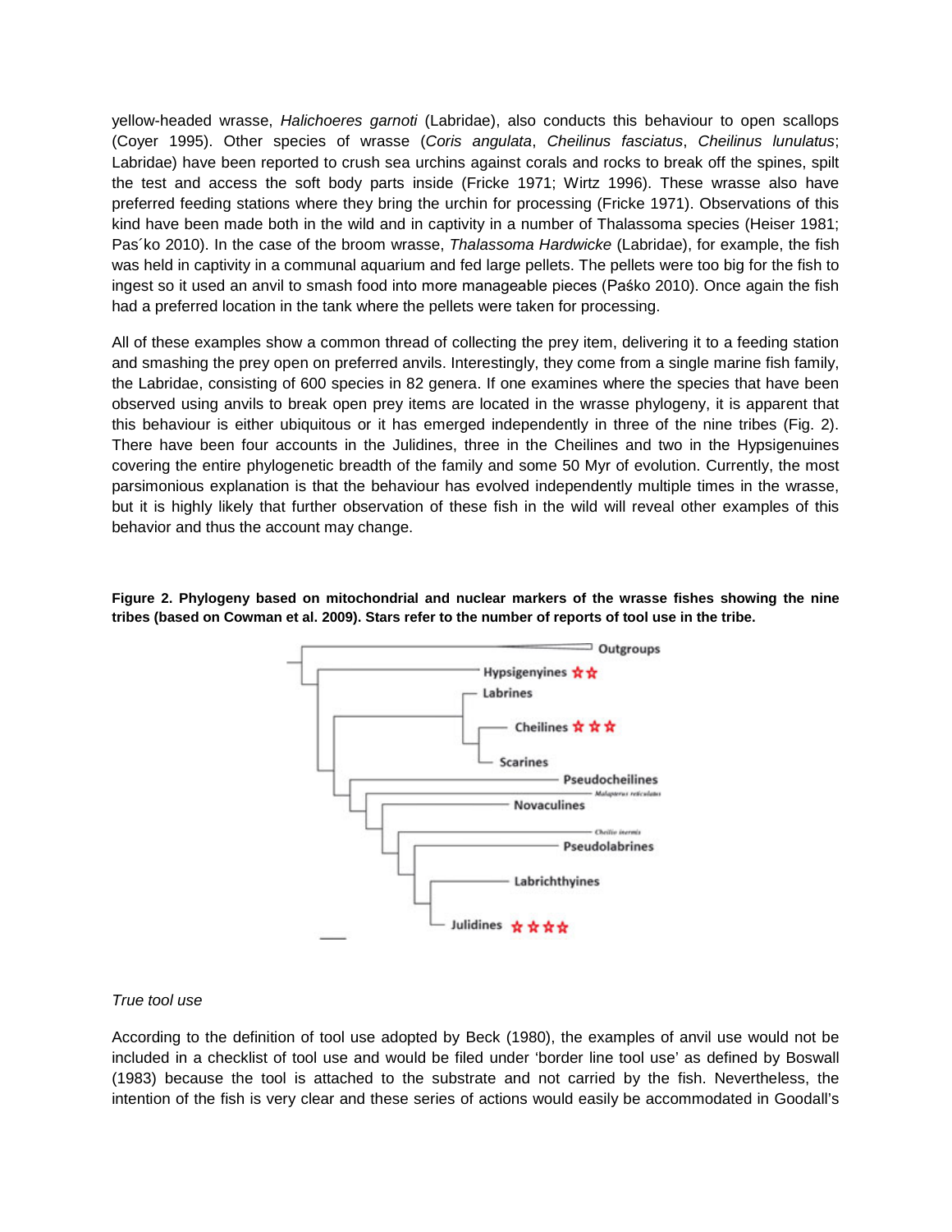yellow-headed wrasse, *Halichoeres garnoti* (Labridae), also conducts this behaviour to open scallops (Coyer 1995). Other species of wrasse (*Coris angulata*, *Cheilinus fasciatus*, *Cheilinus lunulatus*; Labridae) have been reported to crush sea urchins against corals and rocks to break off the spines, spilt the test and access the soft body parts inside (Fricke 1971; Wirtz 1996). These wrasse also have preferred feeding stations where they bring the urchin for processing (Fricke 1971). Observations of this kind have been made both in the wild and in captivity in a number of Thalassoma species (Heiser 1981; Pas´ko 2010). In the case of the broom wrasse, *Thalassoma Hardwicke* (Labridae), for example, the fish was held in captivity in a communal aquarium and fed large pellets. The pellets were too big for the fish to ingest so it used an anvil to smash food into more manageable pieces (Paśko 2010). Once again the fish had a preferred location in the tank where the pellets were taken for processing.

All of these examples show a common thread of collecting the prey item, delivering it to a feeding station and smashing the prey open on preferred anvils. Interestingly, they come from a single marine fish family, the Labridae, consisting of 600 species in 82 genera. If one examines where the species that have been observed using anvils to break open prey items are located in the wrasse phylogeny, it is apparent that this behaviour is either ubiquitous or it has emerged independently in three of the nine tribes (Fig. 2). There have been four accounts in the Julidines, three in the Cheilines and two in the Hypsigenuines covering the entire phylogenetic breadth of the family and some 50 Myr of evolution. Currently, the most parsimonious explanation is that the behaviour has evolved independently multiple times in the wrasse, but it is highly likely that further observation of these fish in the wild will reveal other examples of this behavior and thus the account may change.

**Figure 2. Phylogeny based on mitochondrial and nuclear markers of the wrasse fishes showing the nine tribes (based on Cowman et al. 2009). Stars refer to the number of reports of tool use in the tribe.**

*True tool use*

According to the definition of tool use adopted by Beck (1980), the examples of anvil use would not be included in a checklist of tool use and would be filed under 'border line tool use' as defined by Boswall (1983) because the tool is attached to the substrate and not carried by the fish. Nevertheless, the intention of the fish is very clear and these series of actions would easily be accommodated in Goodall's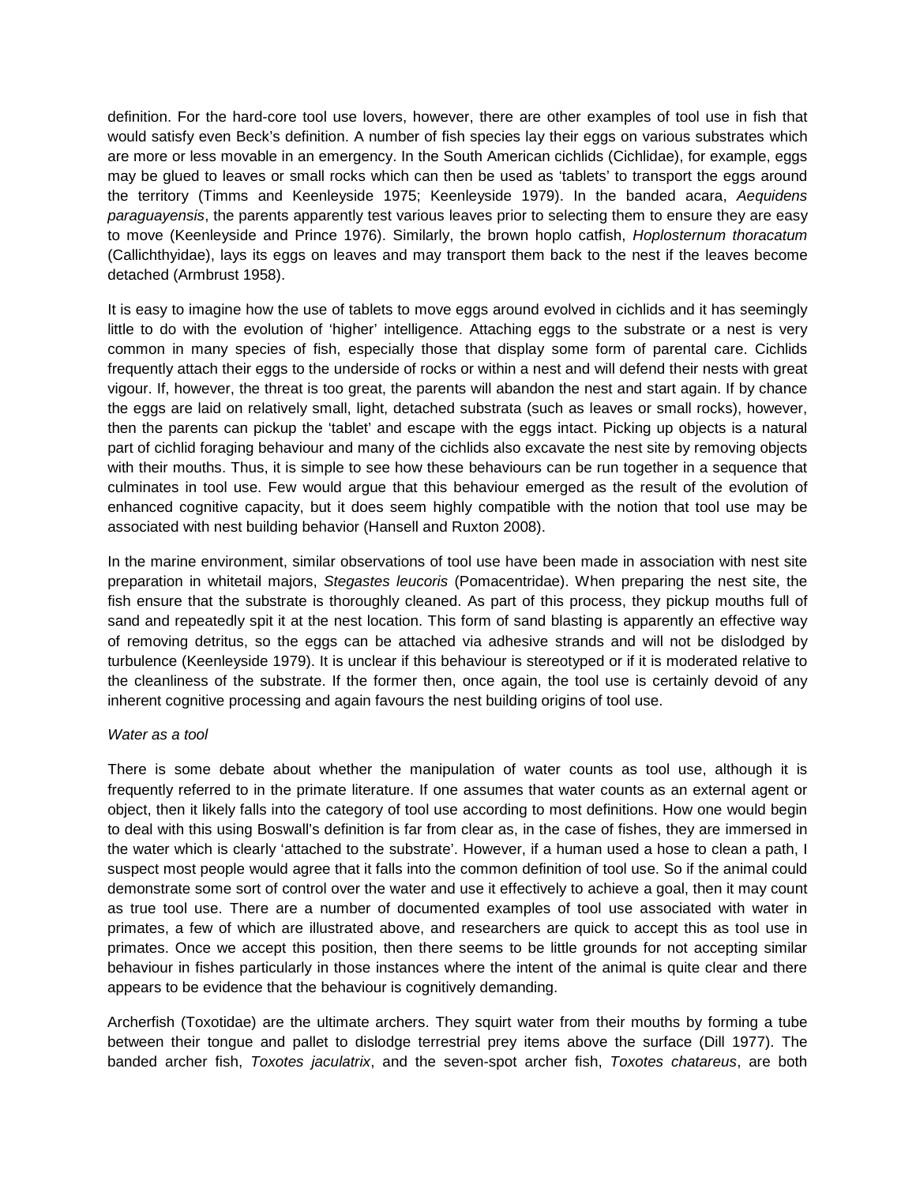definition. For the hard-core tool use lovers, however, there are other examples of tool use in fish that would satisfy even Beck's definition. A number of fish species lay their eggs on various substrates which are more or less movable in an emergency. In the South American cichlids (Cichlidae), for example, eggs may be glued to leaves or small rocks which can then be used as 'tablets' to transport the eggs around the territory (Timms and Keenleyside 1975; Keenleyside 1979). In the banded acara, *Aequidens paraguayensis*, the parents apparently test various leaves prior to selecting them to ensure they are easy to move (Keenleyside and Prince 1976). Similarly, the brown hoplo catfish, *Hoplosternum thoracatum* (Callichthyidae), lays its eggs on leaves and may transport them back to the nest if the leaves become detached (Armbrust 1958).

It is easy to imagine how the use of tablets to move eggs around evolved in cichlids and it has seemingly little to do with the evolution of 'higher' intelligence. Attaching eggs to the substrate or a nest is very common in many species of fish, especially those that display some form of parental care. Cichlids frequently attach their eggs to the underside of rocks or within a nest and will defend their nests with great vigour. If, however, the threat is too great, the parents will abandon the nest and start again. If by chance the eggs are laid on relatively small, light, detached substrata (such as leaves or small rocks), however, then the parents can pickup the 'tablet' and escape with the eggs intact. Picking up objects is a natural part of cichlid foraging behaviour and many of the cichlids also excavate the nest site by removing objects with their mouths. Thus, it is simple to see how these behaviours can be run together in a sequence that culminates in tool use. Few would argue that this behaviour emerged as the result of the evolution of enhanced cognitive capacity, but it does seem highly compatible with the notion that tool use may be associated with nest building behavior (Hansell and Ruxton 2008).

In the marine environment, similar observations of tool use have been made in association with nest site preparation in whitetail majors, *Stegastes leucoris* (Pomacentridae). When preparing the nest site, the fish ensure that the substrate is thoroughly cleaned. As part of this process, they pickup mouths full of sand and repeatedly spit it at the nest location. This form of sand blasting is apparently an effective way of removing detritus, so the eggs can be attached via adhesive strands and will not be dislodged by turbulence (Keenleyside 1979). It is unclear if this behaviour is stereotyped or if it is moderated relative to the cleanliness of the substrate. If the former then, once again, the tool use is certainly devoid of any inherent cognitive processing and again favours the nest building origins of tool use.

*Water as a tool*

There is some debate about whether the manipulation of water counts as tool use, although it is frequently referred to in the primate literature. If one assumes that water counts as an external agent or object, then it likely falls into the category of tool use according to most definitions. How one would begin to deal with this using Boswall's definition is far from clear as, in the case of fishes, they are immersed in the water which is clearly 'attached to the substrate'. However, if a human used a hose to clean a path, I suspect most people would agree that it falls into the common definition of tool use. So if the animal could demonstrate some sort of control over the water and use it effectively to achieve a goal, then it may count as true tool use. There are a number of documented examples of tool use associated with water in primates, a few of which are illustrated above, and researchers are quick to accept this as tool use in primates. Once we accept this position, then there seems to be little grounds for not accepting similar behaviour in fishes particularly in those instances where the intent of the animal is quite clear and there appears to be evidence that the behaviour is cognitively demanding.

Archerfish (Toxotidae) are the ultimate archers. They squirt water from their mouths by forming a tube between their tongue and pallet to dislodge terrestrial prey items above the surface (Dill 1977). The banded archer fish, *Toxotes jaculatrix*, and the seven-spot archer fish, *Toxotes chatareus*, are both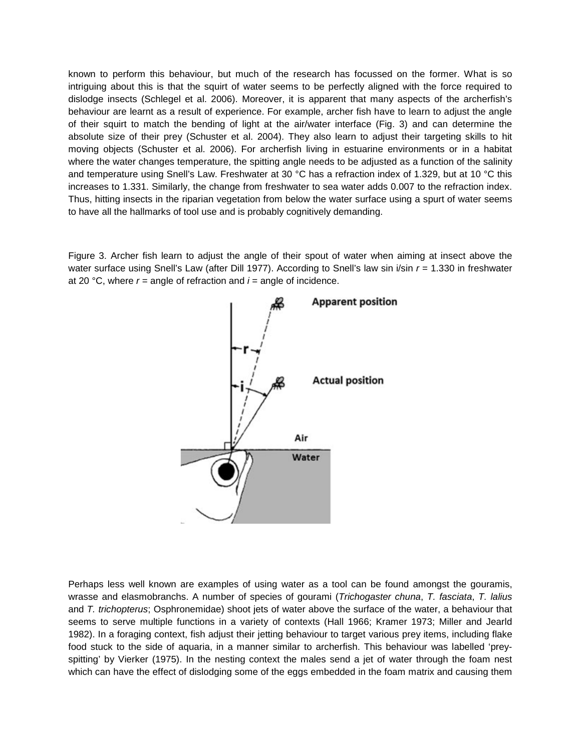known to perform this behaviour, but much of the research has focussed on the former. What is so intriguing about this is that the squirt of water seems to be perfectly aligned with the force required to dislodge insects (Schlegel et al. 2006). Moreover, it is apparent that many aspects of the archerfish's behaviour are learnt as a result of experience. For example, archer fish have to learn to adjust the angle of their squirt to match the bending of light at the air/water interface (Fig. 3) and can determine the absolute size of their prey (Schuster et al. 2004). They also learn to adjust their targeting skills to hit moving objects (Schuster et al. 2006). For archerfish living in estuarine environments or in a habitat where the water changes temperature, the spitting angle needs to be adjusted as a function of the salinity and temperature using Snell's Law. Freshwater at 30 °C has a refraction index of 1.329, but at 10 °C this increases to 1.331. Similarly, the change from freshwater to sea water adds 0.007 to the refraction index. Thus, hitting insects in the riparian vegetation from below the water surface using a spurt of water seems to have all the hallmarks of tool use and is probably cognitively demanding.

Figure 3. Archer fish learn to adjust the angle of their spout of water when aiming at insect above the water surface using Snell's Law (after Dill 1977). According to Snell's law sin $i$/sin $r$ = 1.330 in freshwater at 20 °C, where $r$ = angle of refraction and $i$ = angle of incidence.

Perhaps less well known are examples of using water as a tool can be found amongst the gouramis, wrasse and elasmobranchs. A number of species of gourami (*Trichogaster chuna*, *T. fasciata*, *T. lalius* and *T. trichopterus*; Osphronemidae) shoot jets of water above the surface of the water, a behaviour that seems to serve multiple functions in a variety of contexts (Hall 1966; Kramer 1973; Miller and Jearld 1982). In a foraging context, fish adjust their jetting behaviour to target various prey items, including flake food stuck to the side of aquaria, in a manner similar to archerfish. This behaviour was labelled 'prey-spitting' by Vierker (1975). In the nesting context the males send a jet of water through the foam nest which can have the effect of dislodging some of the eggs embedded in the foam matrix and causing them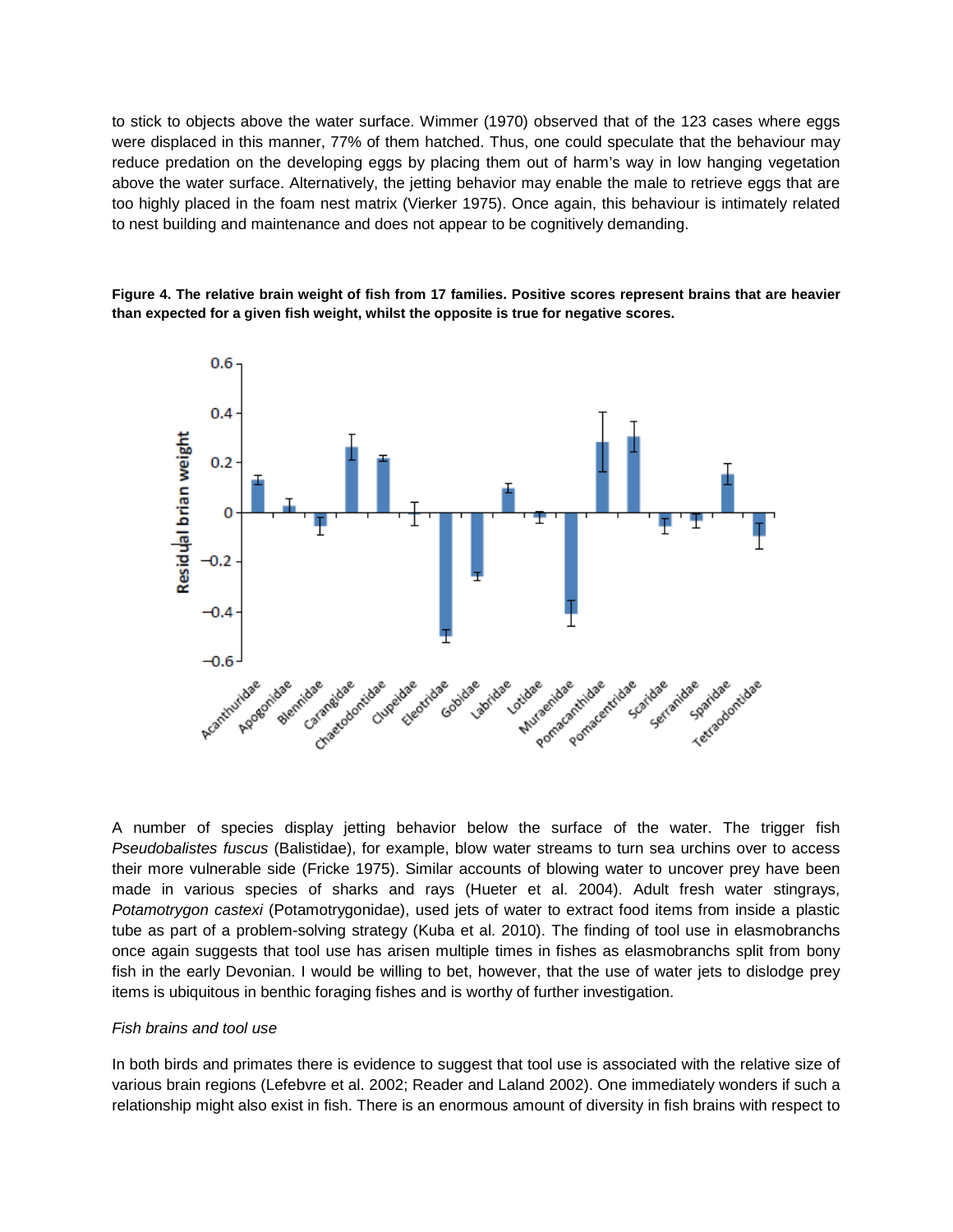to stick to objects above the water surface. Wimmer (1970) observed that of the 123 cases where eggs were displaced in this manner, 77% of them hatched. Thus, one could speculate that the behaviour may reduce predation on the developing eggs by placing them out of harm's way in low hanging vegetation above the water surface. Alternatively, the jetting behavior may enable the male to retrieve eggs that are too highly placed in the foam nest matrix (Vierker 1975). Once again, this behaviour is intimately related to nest building and maintenance and does not appear to be cognitively demanding.

**Figure 4. The relative brain weight of fish from 17 families. Positive scores represent brains that are heavier than expected for a given fish weight, whilst the opposite is true for negative scores.**

A number of species display jetting behavior below the surface of the water. The trigger fish *Pseudobalistes fuscus* (Balistidae), for example, blow water streams to turn sea urchins over to access their more vulnerable side (Fricke 1975). Similar accounts of blowing water to uncover prey have been made in various species of sharks and rays (Hueter et al. 2004). Adult fresh water stingrays, *Potamotrygon castexi* (Potamotrygonidae), used jets of water to extract food items from inside a plastic tube as part of a problem-solving strategy (Kuba et al. 2010). The finding of tool use in elasmobranchs once again suggests that tool use has arisen multiple times in fishes as elasmobranchs split from bony fish in the early Devonian. I would be willing to bet, however, that the use of water jets to dislodge prey items is ubiquitous in benthic foraging fishes and is worthy of further investigation.

*Fish brains and tool use*

In both birds and primates there is evidence to suggest that tool use is associated with the relative size of various brain regions (Lefebvre et al. 2002; Reader and Laland 2002). One immediately wonders if such a relationship might also exist in fish. There is an enormous amount of diversity in fish brains with respect to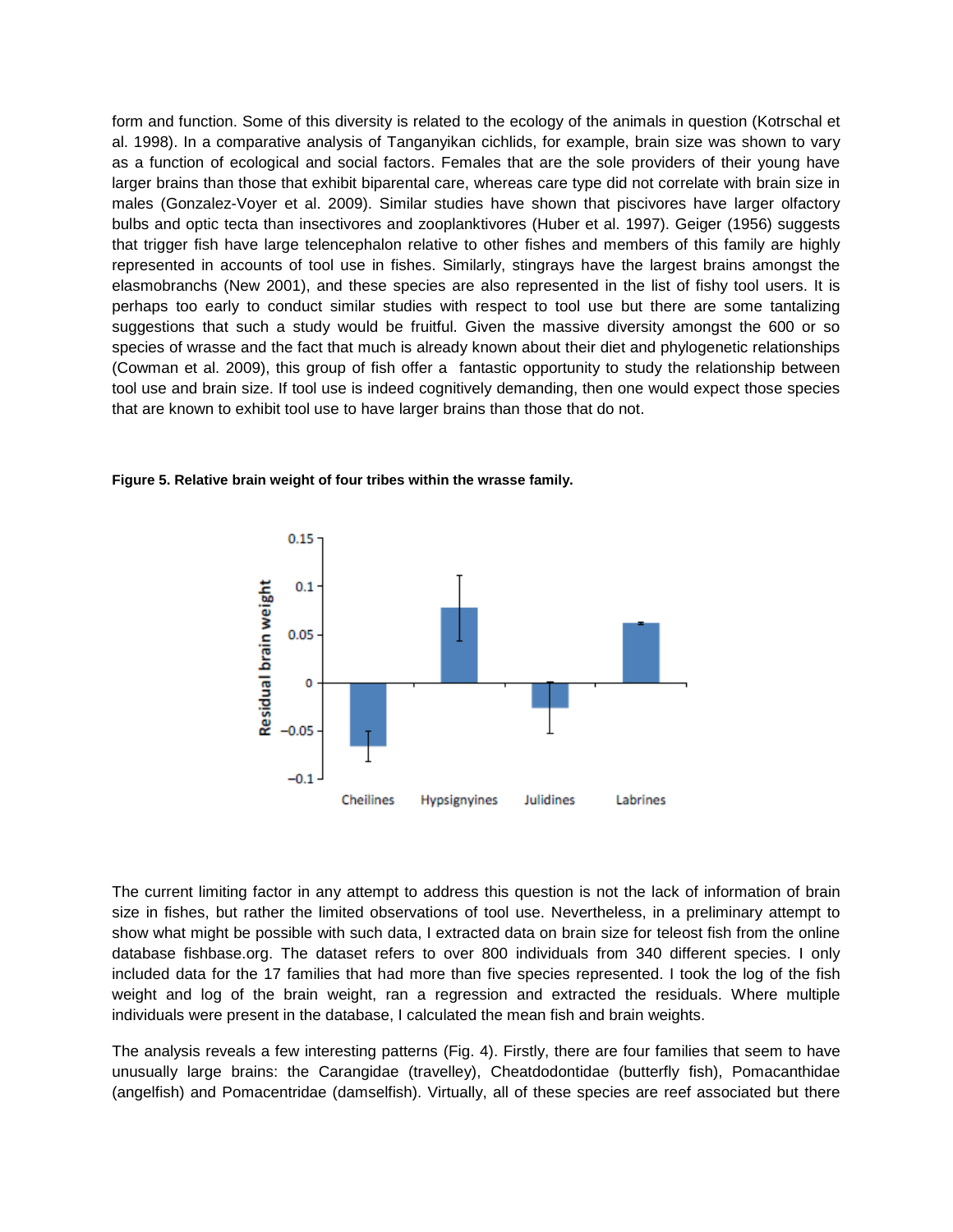form and function. Some of this diversity is related to the ecology of the animals in question (Kotrschal et al. 1998). In a comparative analysis of Tanganyikan cichlids, for example, brain size was shown to vary as a function of ecological and social factors. Females that are the sole providers of their young have larger brains than those that exhibit biparental care, whereas care type did not correlate with brain size in males (Gonzalez-Voyer et al. 2009). Similar studies have shown that piscivores have larger olfactory bulbs and optic tecta than insectivores and zooplanktivores (Huber et al. 1997). Geiger (1956) suggests that trigger fish have large telencephalon relative to other fishes and members of this family are highly represented in accounts of tool use in fishes. Similarly, stingrays have the largest brains amongst the elasmobranchs (New 2001), and these species are also represented in the list of fishy tool users. It is perhaps too early to conduct similar studies with respect to tool use but there are some tantalizing suggestions that such a study would be fruitful. Given the massive diversity amongst the 600 or so species of wrasse and the fact that much is already known about their diet and phylogenetic relationships (Cowman et al. 2009), this group of fish offer a fantastic opportunity to study the relationship between tool use and brain size. If tool use is indeed cognitively demanding, then one would expect those species that are known to exhibit tool use to have larger brains than those that do not.

**Figure 5. Relative brain weight of four tribes within the wrasse family.**

The current limiting factor in any attempt to address this question is not the lack of information of brain size in fishes, but rather the limited observations of tool use. Nevertheless, in a preliminary attempt to show what might be possible with such data, I extracted data on brain size for teleost fish from the online database fishbase.org. The dataset refers to over 800 individuals from 340 different species. I only included data for the 17 families that had more than five species represented. I took the log of the fish weight and log of the brain weight, ran a regression and extracted the residuals. Where multiple individuals were present in the database, I calculated the mean fish and brain weights.

The analysis reveals a few interesting patterns (Fig. 4). Firstly, there are four families that seem to have unusually large brains: the Carangidae (travelley), Cheatdodontidae (butterfly fish), Pomacanthidae (angelfish) and Pomacentridae (damselfish). Virtually, all of these species are reef associated but there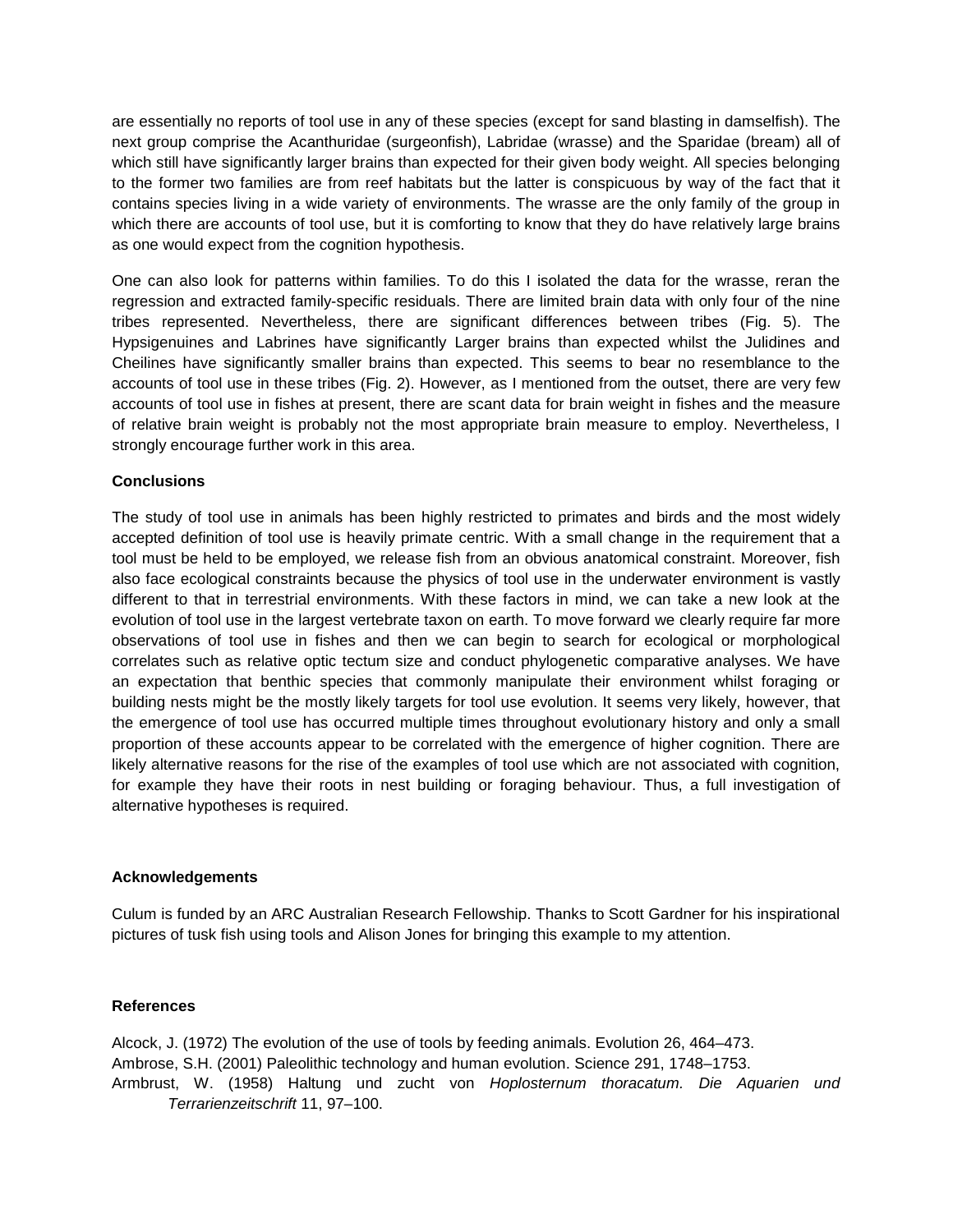are essentially no reports of tool use in any of these species (except for sand blasting in damselfish). The next group comprise the Acanthuridae (surgeonfish), Labridae (wrasse) and the Sparidae (bream) all of which still have significantly larger brains than expected for their given body weight. All species belonging to the former two families are from reef habitats but the latter is conspicuous by way of the fact that it contains species living in a wide variety of environments. The wrasse are the only family of the group in which there are accounts of tool use, but it is comforting to know that they do have relatively large brains as one would expect from the cognition hypothesis.

One can also look for patterns within families. To do this I isolated the data for the wrasse, reran the regression and extracted family-specific residuals. There are limited brain data with only four of the nine tribes represented. Nevertheless, there are significant differences between tribes (Fig. 5). The Hypsigenuines and Labrines have significantly Larger brains than expected whilst the Julidines and Cheilines have significantly smaller brains than expected. This seems to bear no resemblance to the accounts of tool use in these tribes (Fig. 2). However, as I mentioned from the outset, there are very few accounts of tool use in fishes at present, there are scant data for brain weight in fishes and the measure of relative brain weight is probably not the most appropriate brain measure to employ. Nevertheless, I strongly encourage further work in this area.

**Conclusions**

The study of tool use in animals has been highly restricted to primates and birds and the most widely accepted definition of tool use is heavily primate centric. With a small change in the requirement that a tool must be held to be employed, we release fish from an obvious anatomical constraint. Moreover, fish also face ecological constraints because the physics of tool use in the underwater environment is vastly different to that in terrestrial environments. With these factors in mind, we can take a new look at the evolution of tool use in the largest vertebrate taxon on earth. To move forward we clearly require far more observations of tool use in fishes and then we can begin to search for ecological or morphological correlates such as relative optic tectum size and conduct phylogenetic comparative analyses. We have an expectation that benthic species that commonly manipulate their environment whilst foraging or building nests might be the mostly likely targets for tool use evolution. It seems very likely, however, that the emergence of tool use has occurred multiple times throughout evolutionary history and only a small proportion of these accounts appear to be correlated with the emergence of higher cognition. There are likely alternative reasons for the rise of the examples of tool use which are not associated with cognition, for example they have their roots in nest building or foraging behaviour. Thus, a full investigation of alternative hypotheses is required.

**Acknowledgements**

Culum is funded by an ARC Australian Research Fellowship. Thanks to Scott Gardner for his inspirational pictures of tusk fish using tools and Alison Jones for bringing this example to my attention.

**References**

Alcock, J. (1972) The evolution of the use of tools by feeding animals. Evolution 26, 464–473.

Ambrose, S.H. (2001) Paleolithic technology and human evolution. Science 291, 1748–1753.

Armbrust, W. (1958) Haltung und zucht von *Hoplosternum thoracatum. Die Aquarien und Terrarienzeitschrift* 11, 97–100.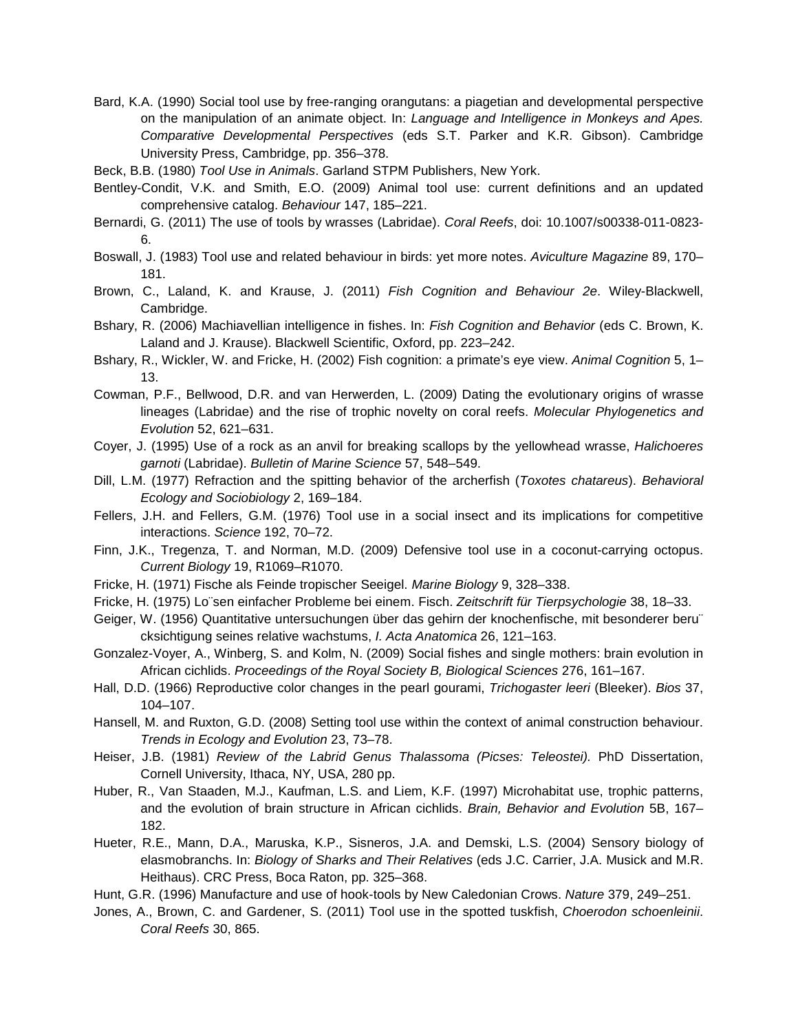Bard, K.A. (1990) Social tool use by free-ranging orangutans: a piagetian and developmental perspective on the manipulation of an animate object. In: *Language and Intelligence in Monkeys and Apes. Comparative Developmental Perspectives* (eds S.T. Parker and K.R. Gibson). Cambridge University Press, Cambridge, pp. 356–378.

Beck, B.B. (1980) *Tool Use in Animals*. Garland STPM Publishers, New York.

Bentley-Condit, V.K. and Smith, E.O. (2009) Animal tool use: current definitions and an updated comprehensive catalog. *Behaviour* 147, 185–221.

Bernardi, G. (2011) The use of tools by wrasses (Labridae). *Coral Reefs*, doi: 10.1007/s00338-011-0823-6.

Boswall, J. (1983) Tool use and related behaviour in birds: yet more notes. *Aviculture Magazine* 89, 170–181.

Brown, C., Laland, K. and Krause, J. (2011) *Fish Cognition and Behaviour 2e*. Wiley-Blackwell, Cambridge.

Bshary, R. (2006) Machiavellian intelligence in fishes. In: *Fish Cognition and Behavior* (eds C. Brown, K. Laland and J. Krause). Blackwell Scientific, Oxford, pp. 223–242.

Bshary, R., Wickler, W. and Fricke, H. (2002) Fish cognition: a primate's eye view. *Animal Cognition* 5, 1–13.

Cowman, P.F., Bellwood, D.R. and van Herwerden, L. (2009) Dating the evolutionary origins of wrasse lineages (Labridae) and the rise of trophic novelty on coral reefs. *Molecular Phylogenetics and Evolution* 52, 621–631.

Coyer, J. (1995) Use of a rock as an anvil for breaking scallops by the yellowhead wrasse, *Halichoeres garnoti* (Labridae). *Bulletin of Marine Science* 57, 548–549.

Dill, L.M. (1977) Refraction and the spitting behavior of the archerfish (*Toxotes chatareus*). *Behavioral Ecology and Sociobiology* 2, 169–184.

Fellers, J.H. and Fellers, G.M. (1976) Tool use in a social insect and its implications for competitive interactions. *Science* 192, 70–72.

Finn, J.K., Tregenza, T. and Norman, M.D. (2009) Defensive tool use in a coconut-carrying octopus. *Current Biology* 19, R1069–R1070.

Fricke, H. (1971) Fische als Feinde tropischer Seeigel. *Marine Biology* 9, 328–338.

Fricke, H. (1975) Lösen einfacher Probleme bei einem. Fisch. *Zeitschrift für Tierpsychologie* 38, 18–33.

Geiger, W. (1956) Quantitative untersuchungen über das gehirn der knochenfische, mit besonderer berücksichtigung seines relative wachstums, *I. Acta Anatomica* 26, 121–163.

Gonzalez-Voyer, A., Winberg, S. and Kolm, N. (2009) Social fishes and single mothers: brain evolution in African cichlids. *Proceedings of the Royal Society B, Biological Sciences* 276, 161–167.

Hall, D.D. (1966) Reproductive color changes in the pearl gourami, *Trichogaster leeri* (Bleeker). *Bios* 37, 104–107.

Hansell, M. and Ruxton, G.D. (2008) Setting tool use within the context of animal construction behaviour. *Trends in Ecology and Evolution* 23, 73–78.

Heiser, J.B. (1981) *Review of the Labrid Genus Thalassoma (Picses: Teleostei).* PhD Dissertation, Cornell University, Ithaca, NY, USA, 280 pp.

Huber, R., Van Staaden, M.J., Kaufman, L.S. and Liem, K.F. (1997) Microhabitat use, trophic patterns, and the evolution of brain structure in African cichlids. *Brain, Behavior and Evolution* 5B, 167–182.

Hueter, R.E., Mann, D.A., Maruska, K.P., Sisneros, J.A. and Demski, L.S. (2004) Sensory biology of elasmobranchs. In: *Biology of Sharks and Their Relatives* (eds J.C. Carrier, J.A. Musick and M.R. Heithaus). CRC Press, Boca Raton, pp. 325–368.

Hunt, G.R. (1996) Manufacture and use of hook-tools by New Caledonian Crows. *Nature* 379, 249–251.

Jones, A., Brown, C. and Gardener, S. (2011) Tool use in the spotted tuskfish, *Choerodon schoenleinii*. *Coral Reefs* 30, 865.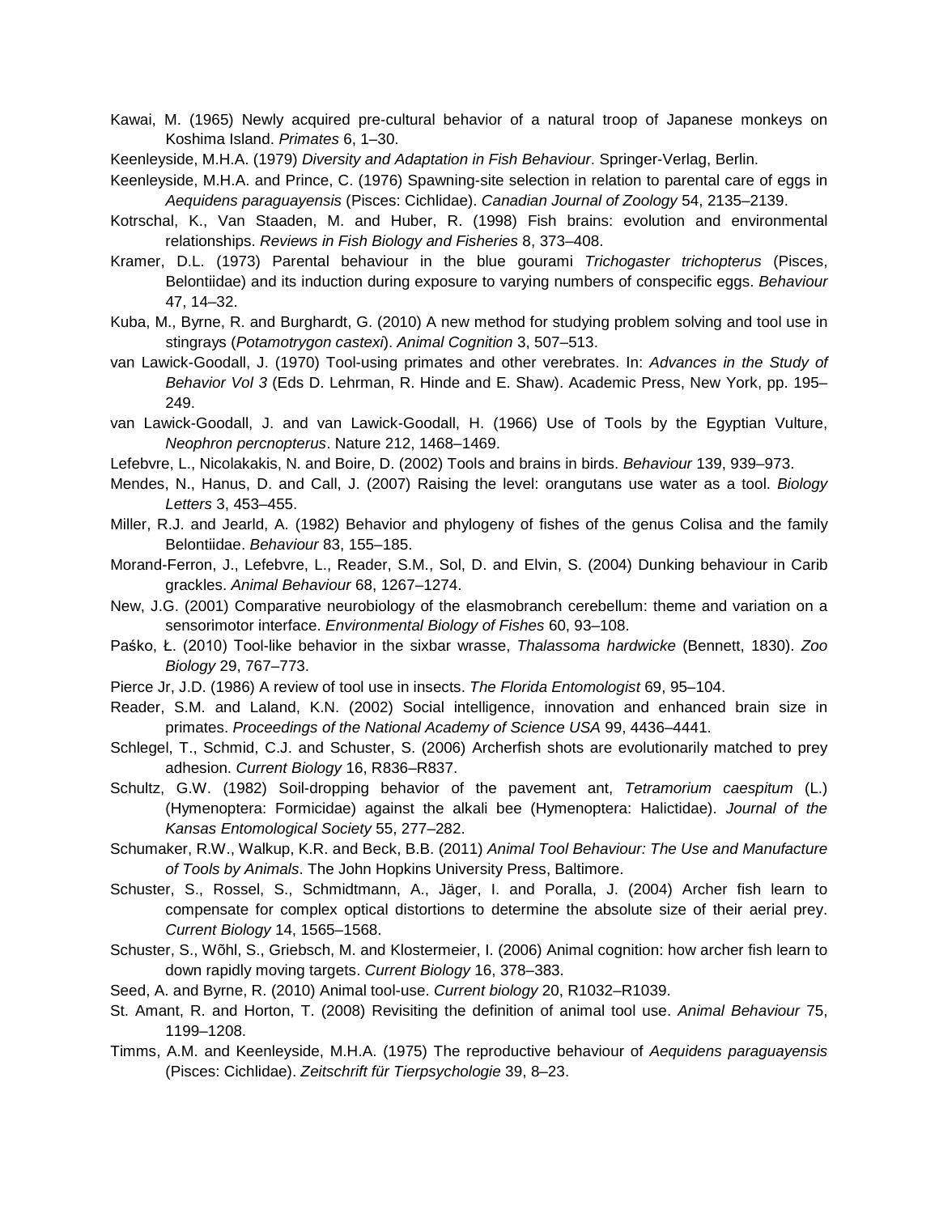Kawai, M. (1965) Newly acquired pre-cultural behavior of a natural troop of Japanese monkeys on Koshima Island. *Primates* 6, 1–30.

Keenleyside, M.H.A. (1979) *Diversity and Adaptation in Fish Behaviour*. Springer-Verlag, Berlin.

Keenleyside, M.H.A. and Prince, C. (1976) Spawning-site selection in relation to parental care of eggs in *Aequidens paraguayensis* (Pisces: Cichlidae). *Canadian Journal of Zoology* 54, 2135–2139.

Kotrschal, K., Van Staaden, M. and Huber, R. (1998) Fish brains: evolution and environmental relationships. *Reviews in Fish Biology and Fisheries* 8, 373–408.

Kramer, D.L. (1973) Parental behaviour in the blue gourami *Trichogaster trichopterus* (Pisces, Belontiidae) and its induction during exposure to varying numbers of conspecific eggs. *Behaviour* 47, 14–32.

Kuba, M., Byrne, R. and Burghardt, G. (2010) A new method for studying problem solving and tool use in stingrays (*Potamotrygon castexi*). *Animal Cognition* 3, 507–513.

van Lawick-Goodall, J. (1970) Tool-using primates and other verebrates. In: *Advances in the Study of Behavior Vol 3* (Eds D. Lehrman, R. Hinde and E. Shaw). Academic Press, New York, pp. 195–249.

van Lawick-Goodall, J. and van Lawick-Goodall, H. (1966) Use of Tools by the Egyptian Vulture, *Neophron percnopterus*. Nature 212, 1468–1469.

Lefebvre, L., Nicolakakis, N. and Boire, D. (2002) Tools and brains in birds. *Behaviour* 139, 939–973.

Mendes, N., Hanus, D. and Call, J. (2007) Raising the level: orangutans use water as a tool. *Biology Letters* 3, 453–455.

Miller, R.J. and Jearld, A. (1982) Behavior and phylogeny of fishes of the genus Colisa and the family Belontiidae. *Behaviour* 83, 155–185.

Morand-Ferron, J., Lefebvre, L., Reader, S.M., Sol, D. and Elvin, S. (2004) Dunking behaviour in Carib grackles. *Animal Behaviour* 68, 1267–1274.

New, J.G. (2001) Comparative neurobiology of the elasmobranch cerebellum: theme and variation on a sensorimotor interface. *Environmental Biology of Fishes* 60, 93–108.

Paśko, Ł. (2010) Tool-like behavior in the sixbar wrasse, *Thalassoma hardwicke* (Bennett, 1830). *Zoo Biology* 29, 767–773.

Pierce Jr, J.D. (1986) A review of tool use in insects. *The Florida Entomologist* 69, 95–104.

Reader, S.M. and Laland, K.N. (2002) Social intelligence, innovation and enhanced brain size in primates. *Proceedings of the National Academy of Science USA* 99, 4436–4441.

Schlegel, T., Schmid, C.J. and Schuster, S. (2006) Archerfish shots are evolutionarily matched to prey adhesion. *Current Biology* 16, R836–R837.

Schultz, G.W. (1982) Soil-dropping behavior of the pavement ant, *Tetramorium caespitum* (L.) (Hymenoptera: Formicidae) against the alkali bee (Hymenoptera: Halictidae). *Journal of the Kansas Entomological Society* 55, 277–282.

Schumaker, R.W., Walkup, K.R. and Beck, B.B. (2011) *Animal Tool Behaviour: The Use and Manufacture of Tools by Animals*. The John Hopkins University Press, Baltimore.

Schuster, S., Rossel, S., Schmidtmann, A., Jäger, I. and Poralla, J. (2004) Archer fish learn to compensate for complex optical distortions to determine the absolute size of their aerial prey. *Current Biology* 14, 1565–1568.

Schuster, S., Wõhl, S., Griebsch, M. and Klostermeier, I. (2006) Animal cognition: how archer fish learn to down rapidly moving targets. *Current Biology* 16, 378–383.

Seed, A. and Byrne, R. (2010) Animal tool-use. *Current biology* 20, R1032–R1039.

St. Amant, R. and Horton, T. (2008) Revisiting the definition of animal tool use. *Animal Behaviour* 75, 1199–1208.

Timms, A.M. and Keenleyside, M.H.A. (1975) The reproductive behaviour of *Aequidens paraguayensis* (Pisces: Cichlidae). *Zeitschrift für Tierpsychologie* 39, 8–23.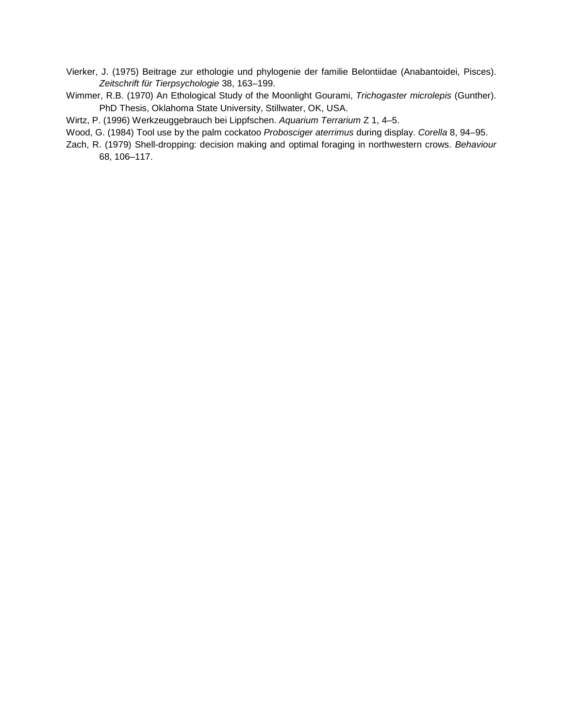Vierker, J. (1975) Beitrage zur ethologie und phylogenie der familie Belontiidae (Anabantoidei, Pisces). *Zeitschrift für Tierpsychologie* 38, 163–199.

Wimmer, R.B. (1970) An Ethological Study of the Moonlight Gourami, *Trichogaster microlepis* (Gunther). PhD Thesis, Oklahoma State University, Stillwater, OK, USA.

Wirtz, P. (1996) Werkzeuggebrauch bei Lippfschen. *Aquarium Terrarium* Z 1, 4–5.

Wood, G. (1984) Tool use by the palm cockatoo *Probosciger aterrimus* during display. *Corella* 8, 94–95.

Zach, R. (1979) Shell-dropping: decision making and optimal foraging in northwestern crows. *Behaviour* 68, 106–117.